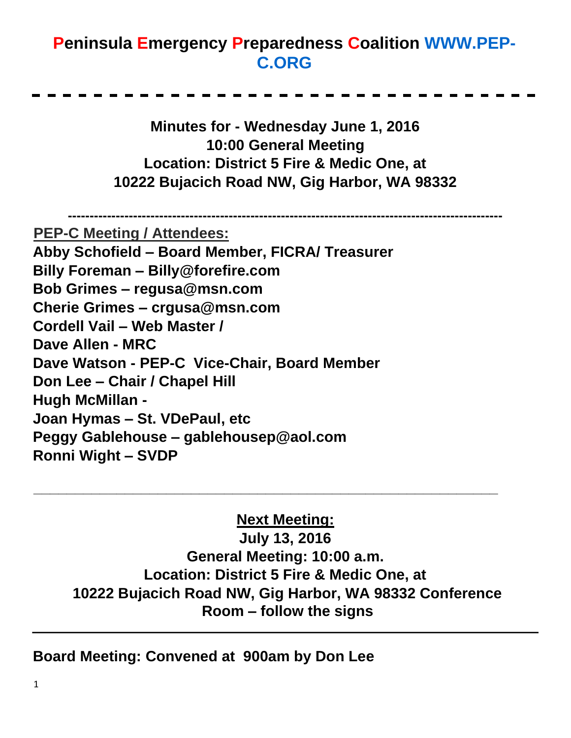# Peninsula Emergency Preparedness Coalition WWW.PEP-C.ORG

---

**Minutes for - Wednesday June 1, 2016**
**10:00 General Meeting**
**Location: District 5 Fire & Medic One, at**
**10222 Bujacich Road NW, Gig Harbor, WA 98332**

---

**PEP-C Meeting / Attendees:**

**Abby Schofield – Board Member, FICRA/ Treasurer**
**Billy Foreman – Billy@forefire.com**
**Bob Grimes – regusa@msn.com**
**Cherie Grimes – crgusa@msn.com**
**Cordell Vail – Web Master /**
**Dave Allen - MRC**
**Dave Watson - PEP-C Vice-Chair, Board Member**
**Don Lee – Chair / Chapel Hill**
**Hugh McMillan -**
**Joan Hymas – St. VDePaul, etc**
**Peggy Gablehouse – gablehousep@aol.com**
**Ronni Wight – SVDP**

---

**Next Meeting:**
**July 13, 2016**
**General Meeting: 10:00 a.m.**
**Location: District 5 Fire & Medic One, at**
**10222 Bujacich Road NW, Gig Harbor, WA 98332 Conference Room – follow the signs**

---

**Board Meeting: Convened at 900am by Don Lee**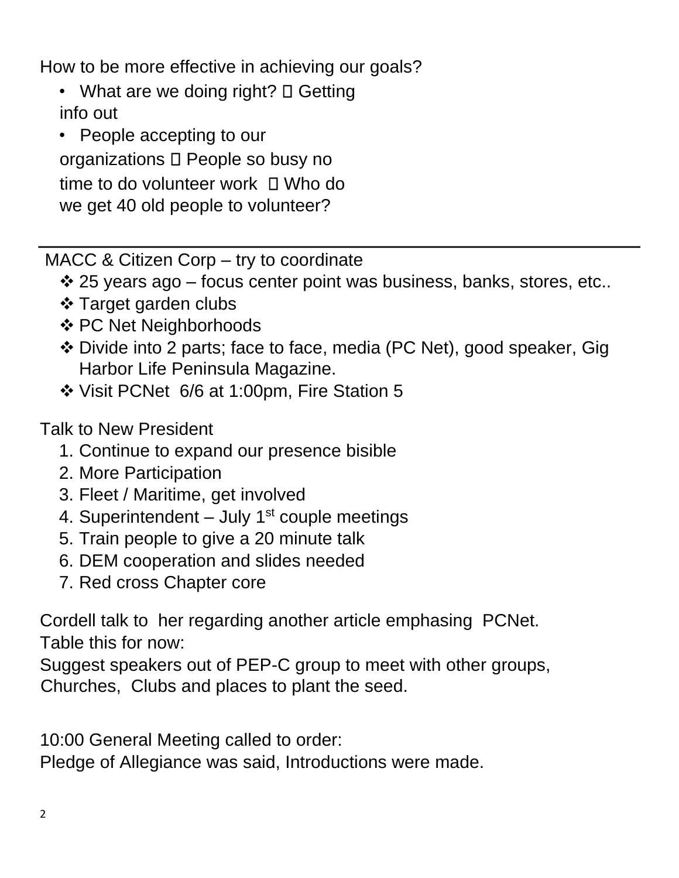How to be more effective in achieving our goals?

- What are we doing right?  Getting info out
- People accepting to our organizations  People so busy no time to do volunteer work  Who do we get 40 old people to volunteer?

---

MACC & Citizen Corp – try to coordinate

- 25 years ago – focus center point was business, banks, stores, etc..
- Target garden clubs
- PC Net Neighborhoods
- Divide into 2 parts; face to face, media (PC Net), good speaker, Gig Harbor Life Peninsula Magazine.
- Visit PCNet 6/6 at 1:00pm, Fire Station 5

Talk to New President

1. Continue to expand our presence bisible
2. More Participation
3. Fleet / Maritime, get involved
4. Superintendent – July 1st couple meetings
5. Train people to give a 20 minute talk
6. DEM cooperation and slides needed
7. Red cross Chapter core

Cordell talk to her regarding another article emphasing PCNet.
Table this for now:
Suggest speakers out of PEP-C group to meet with other groups, Churches, Clubs and places to plant the seed.

10:00 General Meeting called to order:
Pledge of Allegiance was said, Introductions were made.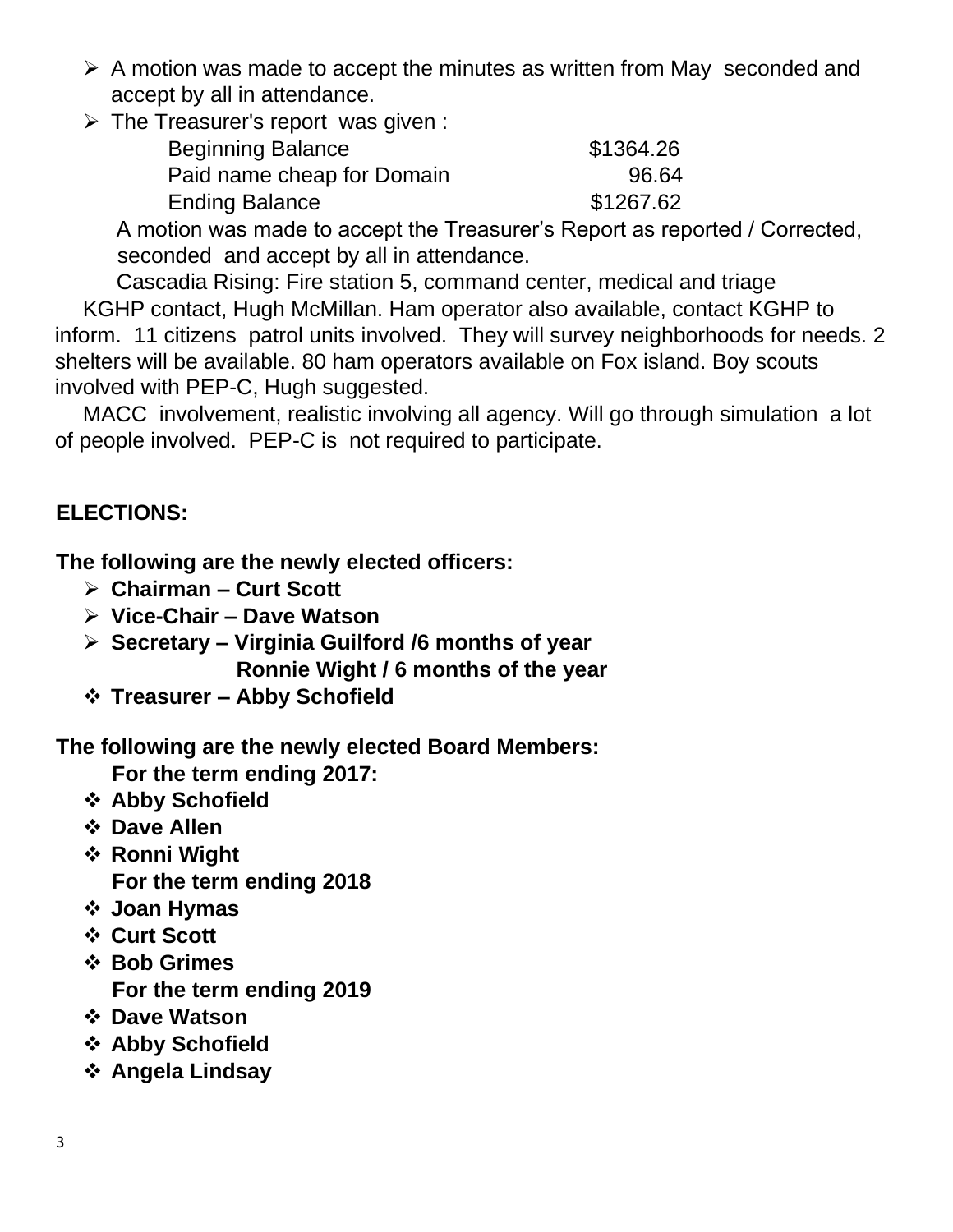- A motion was made to accept the minutes as written from May seconded and accept by all in attendance.
- The Treasurer's report was given :

| | |
|---|---|
| Beginning Balance | $1364.26 |
| Paid name cheap for Domain | 96.64 |
| Ending Balance | $1267.62 |

  A motion was made to accept the Treasurer's Report as reported / Corrected, seconded and accept by all in attendance.

  Cascadia Rising: Fire station 5, command center, medical and triage

KGHP contact, Hugh McMillan. Ham operator also available, contact KGHP to inform. 11 citizens patrol units involved. They will survey neighborhoods for needs. 2 shelters will be available. 80 ham operators available on Fox island. Boy scouts involved with PEP-C, Hugh suggested.

MACC involvement, realistic involving all agency. Will go through simulation a lot of people involved. PEP-C is not required to participate.

**ELECTIONS:**

**The following are the newly elected officers:**

- **Chairman – Curt Scott**
- **Vice-Chair – Dave Watson**
- **Secretary – Virginia Guilford /6 months of year**
  **Ronnie Wight / 6 months of the year**
- **Treasurer – Abby Schofield**

**The following are the newly elected Board Members:**

**For the term ending 2017:**

- **Abby Schofield**
- **Dave Allen**
- **Ronni Wight**

**For the term ending 2018**

- **Joan Hymas**
- **Curt Scott**
- **Bob Grimes**

**For the term ending 2019**

- **Dave Watson**
- **Abby Schofield**
- **Angela Lindsay**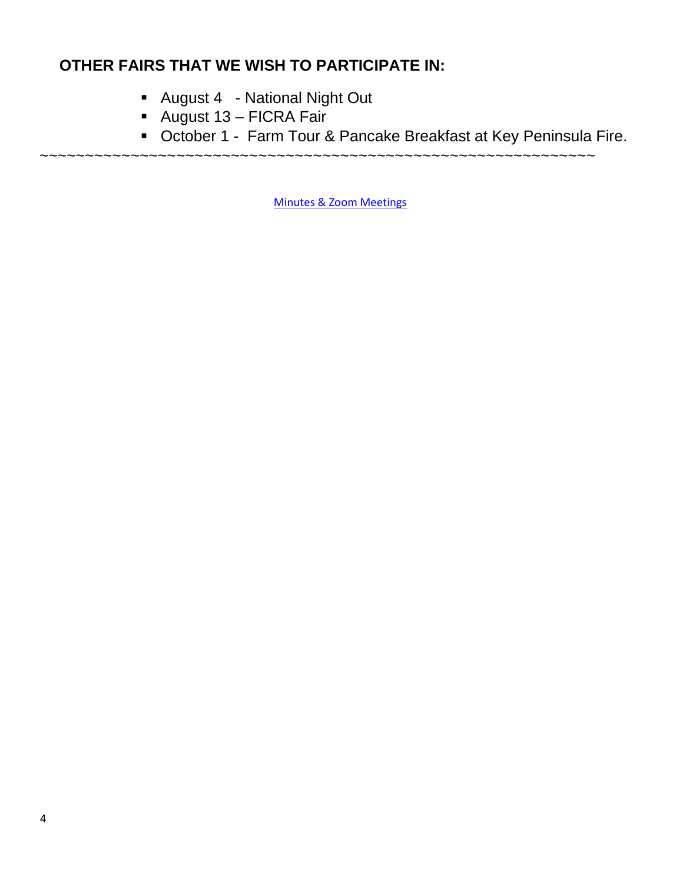## OTHER FAIRS THAT WE WISH TO PARTICIPATE IN:

- August 4 - National Night Out
- August 13 – FICRA Fair
- October 1 - Farm Tour & Pancake Breakfast at Key Peninsula Fire.

~~~~~~~~~~~~~~~~~~~~~~~~~~~~~~~~~~~~~~~~~~~~~~~~~~~~~~~~~~~~~~~~

Minutes & Zoom Meetings